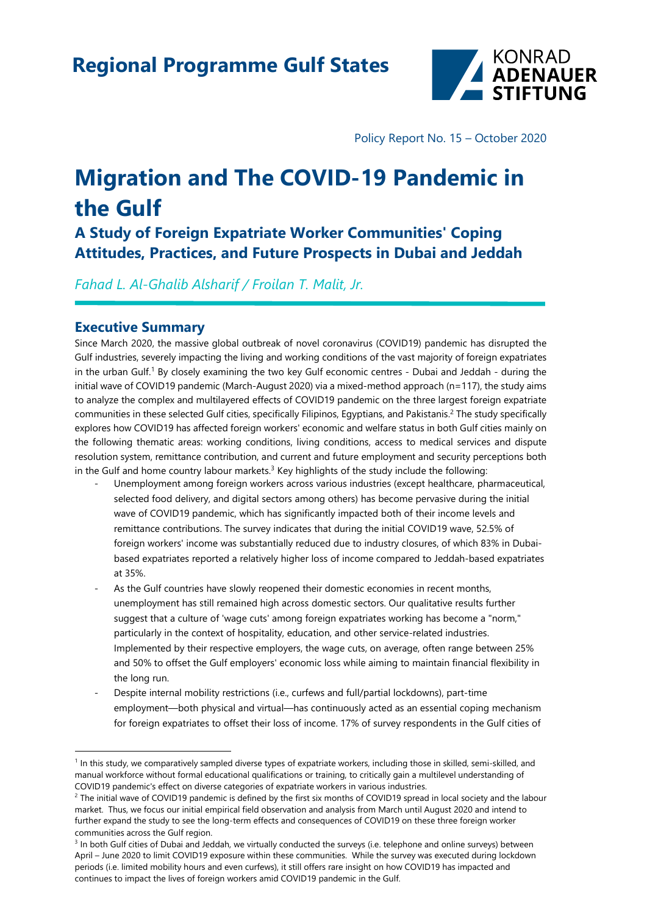# Regional Programme Gulf States

KONRAD ADENAUER STIFTUNG

Policy Report No. 15 – October 2020

# Migration and The COVID-19 Pandemic in the Gulf

## A Study of Foreign Expatriate Worker Communities' Coping Attitudes, Practices, and Future Prospects in Dubai and Jeddah

*Fahad L. Al-Ghalib Alsharif / Froilan T. Malit, Jr.*

## Executive Summary

Since March 2020, the massive global outbreak of novel coronavirus (COVID19) pandemic has disrupted the Gulf industries, severely impacting the living and working conditions of the vast majority of foreign expatriates in the urban Gulf.[1] By closely examining the two key Gulf economic centres - Dubai and Jeddah - during the initial wave of COVID19 pandemic (March-August 2020) via a mixed-method approach (n=117), the study aims to analyze the complex and multilayered effects of COVID19 pandemic on the three largest foreign expatriate communities in these selected Gulf cities, specifically Filipinos, Egyptians, and Pakistanis.[2] The study specifically explores how COVID19 has affected foreign workers' economic and welfare status in both Gulf cities mainly on the following thematic areas: working conditions, living conditions, access to medical services and dispute resolution system, remittance contribution, and current and future employment and security perceptions both in the Gulf and home country labour markets.[3] Key highlights of the study include the following:

- Unemployment among foreign workers across various industries (except healthcare, pharmaceutical, selected food delivery, and digital sectors among others) has become pervasive during the initial wave of COVID19 pandemic, which has significantly impacted both of their income levels and remittance contributions. The survey indicates that during the initial COVID19 wave, 52.5% of foreign workers' income was substantially reduced due to industry closures, of which 83% in Dubai-based expatriates reported a relatively higher loss of income compared to Jeddah-based expatriates at 35%.
- As the Gulf countries have slowly reopened their domestic economies in recent months, unemployment has still remained high across domestic sectors. Our qualitative results further suggest that a culture of 'wage cuts' among foreign expatriates working has become a "norm," particularly in the context of hospitality, education, and other service-related industries. Implemented by their respective employers, the wage cuts, on average, often range between 25% and 50% to offset the Gulf employers' economic loss while aiming to maintain financial flexibility in the long run.
- Despite internal mobility restrictions (i.e., curfews and full/partial lockdowns), part-time employment—both physical and virtual—has continuously acted as an essential coping mechanism for foreign expatriates to offset their loss of income. 17% of survey respondents in the Gulf cities of

[1] In this study, we comparatively sampled diverse types of expatriate workers, including those in skilled, semi-skilled, and manual workforce without formal educational qualifications or training, to critically gain a multilevel understanding of COVID19 pandemic's effect on diverse categories of expatriate workers in various industries.

[2] The initial wave of COVID19 pandemic is defined by the first six months of COVID19 spread in local society and the labour market. Thus, we focus our initial empirical field observation and analysis from March until August 2020 and intend to further expand the study to see the long-term effects and consequences of COVID19 on these three foreign worker communities across the Gulf region.

[3] In both Gulf cities of Dubai and Jeddah, we virtually conducted the surveys (i.e. telephone and online surveys) between April – June 2020 to limit COVID19 exposure within these communities. While the survey was executed during lockdown periods (i.e. limited mobility hours and even curfews), it still offers rare insight on how COVID19 has impacted and continues to impact the lives of foreign workers amid COVID19 pandemic in the Gulf.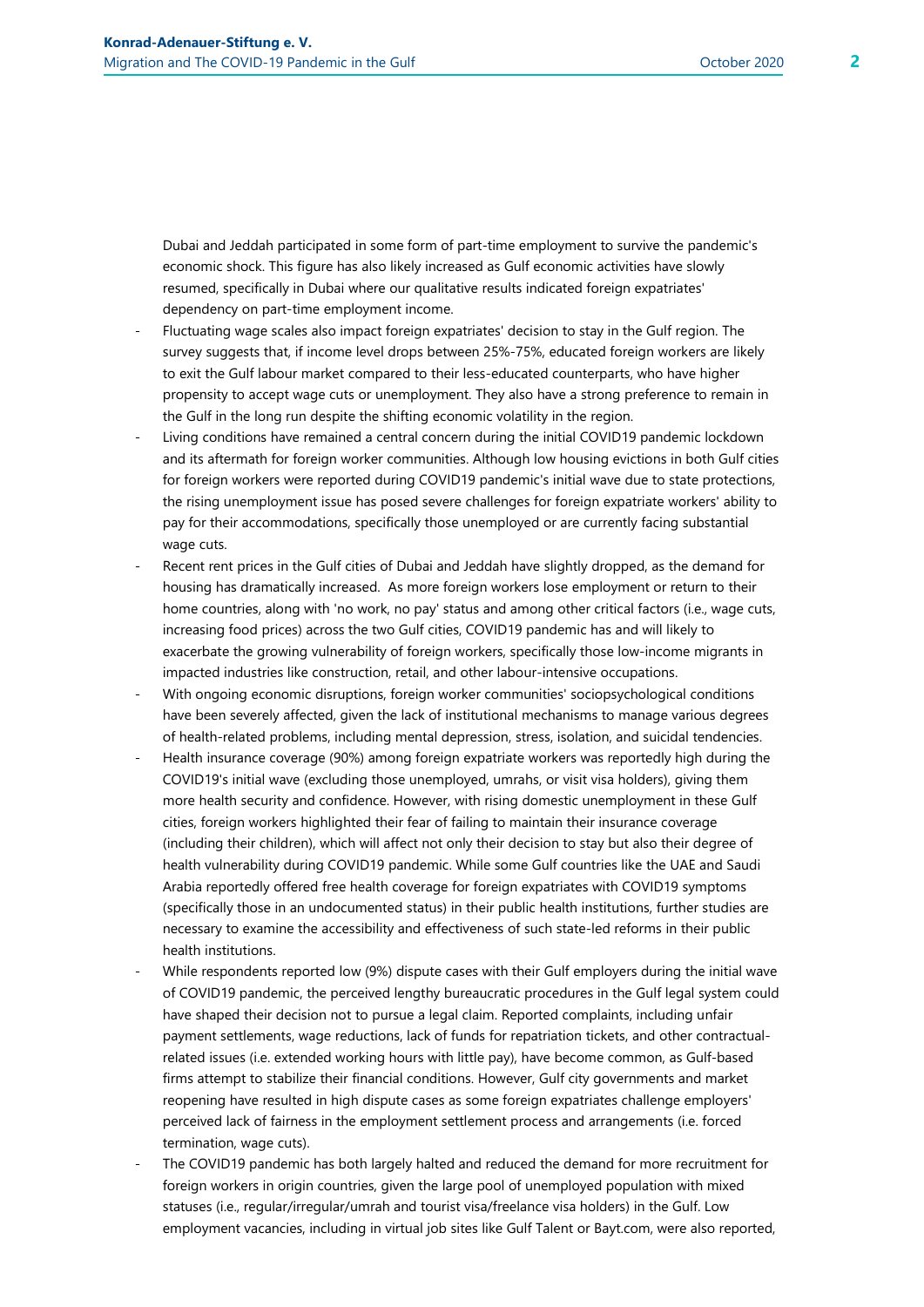Dubai and Jeddah participated in some form of part-time employment to survive the pandemic's economic shock. This figure has also likely increased as Gulf economic activities have slowly resumed, specifically in Dubai where our qualitative results indicated foreign expatriates' dependency on part-time employment income.

- Fluctuating wage scales also impact foreign expatriates' decision to stay in the Gulf region. The survey suggests that, if income level drops between 25%-75%, educated foreign workers are likely to exit the Gulf labour market compared to their less-educated counterparts, who have higher propensity to accept wage cuts or unemployment. They also have a strong preference to remain in the Gulf in the long run despite the shifting economic volatility in the region.
- Living conditions have remained a central concern during the initial COVID19 pandemic lockdown and its aftermath for foreign worker communities. Although low housing evictions in both Gulf cities for foreign workers were reported during COVID19 pandemic's initial wave due to state protections, the rising unemployment issue has posed severe challenges for foreign expatriate workers' ability to pay for their accommodations, specifically those unemployed or are currently facing substantial wage cuts.
- Recent rent prices in the Gulf cities of Dubai and Jeddah have slightly dropped, as the demand for housing has dramatically increased. As more foreign workers lose employment or return to their home countries, along with 'no work, no pay' status and among other critical factors (i.e., wage cuts, increasing food prices) across the two Gulf cities, COVID19 pandemic has and will likely to exacerbate the growing vulnerability of foreign workers, specifically those low-income migrants in impacted industries like construction, retail, and other labour-intensive occupations.
- With ongoing economic disruptions, foreign worker communities' sociopsychological conditions have been severely affected, given the lack of institutional mechanisms to manage various degrees of health-related problems, including mental depression, stress, isolation, and suicidal tendencies.
- Health insurance coverage (90%) among foreign expatriate workers was reportedly high during the COVID19's initial wave (excluding those unemployed, umrahs, or visit visa holders), giving them more health security and confidence. However, with rising domestic unemployment in these Gulf cities, foreign workers highlighted their fear of failing to maintain their insurance coverage (including their children), which will affect not only their decision to stay but also their degree of health vulnerability during COVID19 pandemic. While some Gulf countries like the UAE and Saudi Arabia reportedly offered free health coverage for foreign expatriates with COVID19 symptoms (specifically those in an undocumented status) in their public health institutions, further studies are necessary to examine the accessibility and effectiveness of such state-led reforms in their public health institutions.
- While respondents reported low (9%) dispute cases with their Gulf employers during the initial wave of COVID19 pandemic, the perceived lengthy bureaucratic procedures in the Gulf legal system could have shaped their decision not to pursue a legal claim. Reported complaints, including unfair payment settlements, wage reductions, lack of funds for repatriation tickets, and other contractual-related issues (i.e. extended working hours with little pay), have become common, as Gulf-based firms attempt to stabilize their financial conditions. However, Gulf city governments and market reopening have resulted in high dispute cases as some foreign expatriates challenge employers' perceived lack of fairness in the employment settlement process and arrangements (i.e. forced termination, wage cuts).
- The COVID19 pandemic has both largely halted and reduced the demand for more recruitment for foreign workers in origin countries, given the large pool of unemployed population with mixed statuses (i.e., regular/irregular/umrah and tourist visa/freelance visa holders) in the Gulf. Low employment vacancies, including in virtual job sites like Gulf Talent or Bayt.com, were also reported,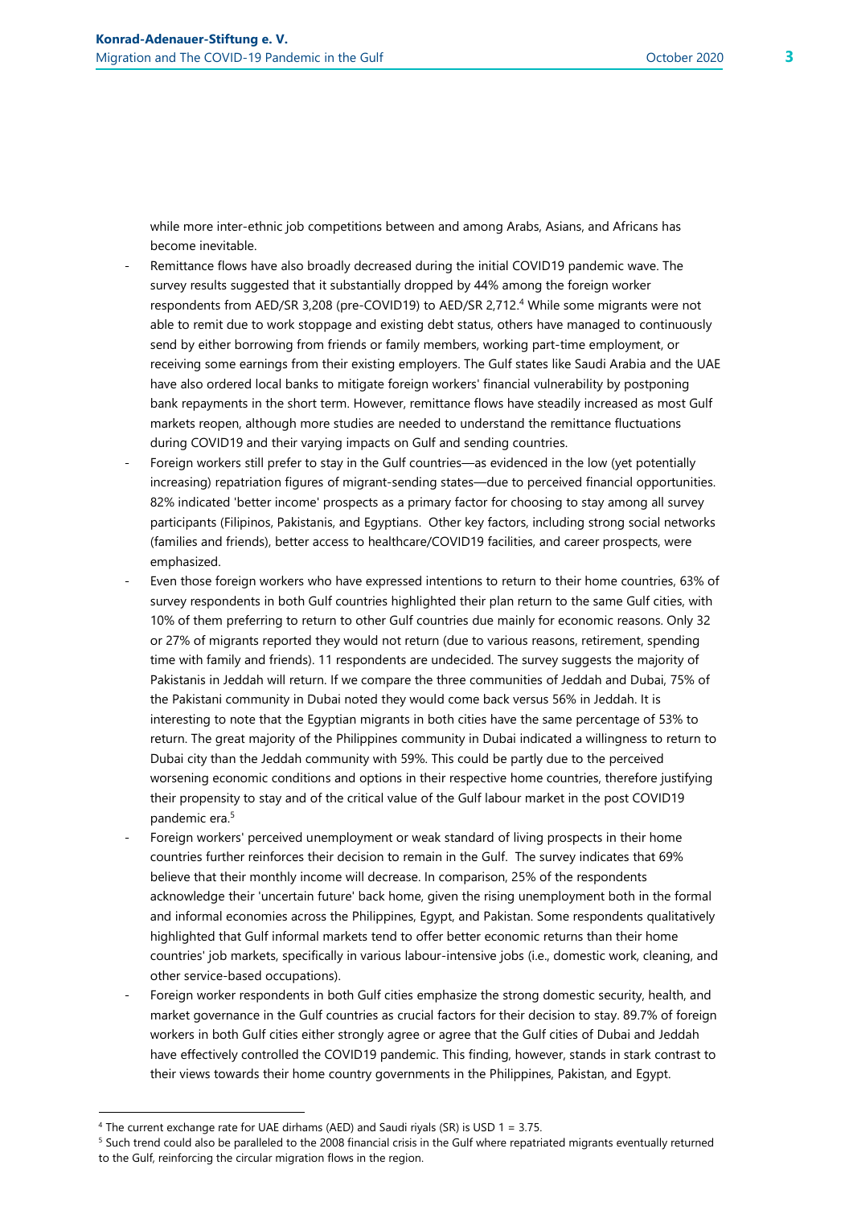while more inter-ethnic job competitions between and among Arabs, Asians, and Africans has become inevitable.

- Remittance flows have also broadly decreased during the initial COVID19 pandemic wave. The survey results suggested that it substantially dropped by 44% among the foreign worker respondents from AED/SR 3,208 (pre-COVID19) to AED/SR 2,712.[4] While some migrants were not able to remit due to work stoppage and existing debt status, others have managed to continuously send by either borrowing from friends or family members, working part-time employment, or receiving some earnings from their existing employers. The Gulf states like Saudi Arabia and the UAE have also ordered local banks to mitigate foreign workers' financial vulnerability by postponing bank repayments in the short term. However, remittance flows have steadily increased as most Gulf markets reopen, although more studies are needed to understand the remittance fluctuations during COVID19 and their varying impacts on Gulf and sending countries.
- Foreign workers still prefer to stay in the Gulf countries—as evidenced in the low (yet potentially increasing) repatriation figures of migrant-sending states—due to perceived financial opportunities. 82% indicated 'better income' prospects as a primary factor for choosing to stay among all survey participants (Filipinos, Pakistanis, and Egyptians. Other key factors, including strong social networks (families and friends), better access to healthcare/COVID19 facilities, and career prospects, were emphasized.
- Even those foreign workers who have expressed intentions to return to their home countries, 63% of survey respondents in both Gulf countries highlighted their plan return to the same Gulf cities, with 10% of them preferring to return to other Gulf countries due mainly for economic reasons. Only 32 or 27% of migrants reported they would not return (due to various reasons, retirement, spending time with family and friends). 11 respondents are undecided. The survey suggests the majority of Pakistanis in Jeddah will return. If we compare the three communities of Jeddah and Dubai, 75% of the Pakistani community in Dubai noted they would come back versus 56% in Jeddah. It is interesting to note that the Egyptian migrants in both cities have the same percentage of 53% to return. The great majority of the Philippines community in Dubai indicated a willingness to return to Dubai city than the Jeddah community with 59%. This could be partly due to the perceived worsening economic conditions and options in their respective home countries, therefore justifying their propensity to stay and of the critical value of the Gulf labour market in the post COVID19 pandemic era.[5]
- Foreign workers' perceived unemployment or weak standard of living prospects in their home countries further reinforces their decision to remain in the Gulf. The survey indicates that 69% believe that their monthly income will decrease. In comparison, 25% of the respondents acknowledge their 'uncertain future' back home, given the rising unemployment both in the formal and informal economies across the Philippines, Egypt, and Pakistan. Some respondents qualitatively highlighted that Gulf informal markets tend to offer better economic returns than their home countries' job markets, specifically in various labour-intensive jobs (i.e., domestic work, cleaning, and other service-based occupations).
- Foreign worker respondents in both Gulf cities emphasize the strong domestic security, health, and market governance in the Gulf countries as crucial factors for their decision to stay. 89.7% of foreign workers in both Gulf cities either strongly agree or agree that the Gulf cities of Dubai and Jeddah have effectively controlled the COVID19 pandemic. This finding, however, stands in stark contrast to their views towards their home country governments in the Philippines, Pakistan, and Egypt.

[4] The current exchange rate for UAE dirhams (AED) and Saudi riyals (SR) is USD 1 = 3.75.

[5] Such trend could also be paralleled to the 2008 financial crisis in the Gulf where repatriated migrants eventually returned to the Gulf, reinforcing the circular migration flows in the region.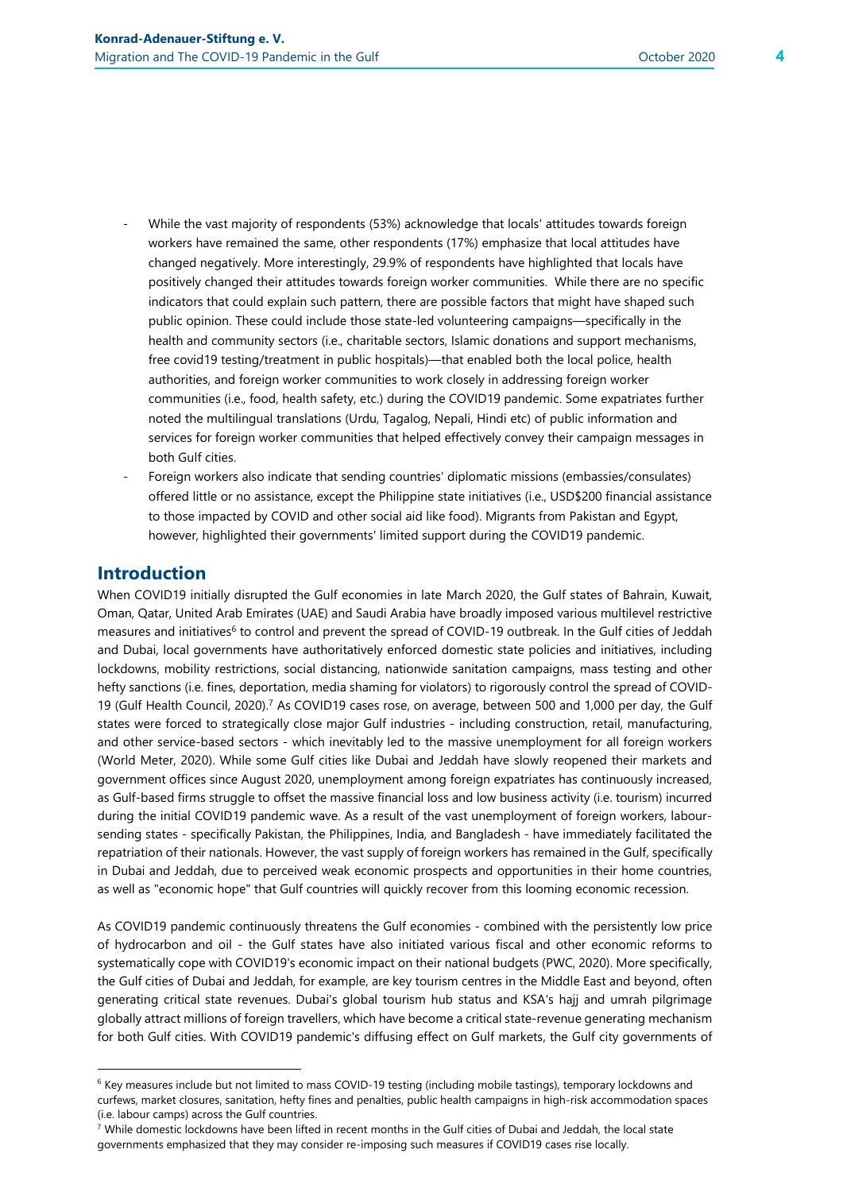- While the vast majority of respondents (53%) acknowledge that locals' attitudes towards foreign workers have remained the same, other respondents (17%) emphasize that local attitudes have changed negatively. More interestingly, 29.9% of respondents have highlighted that locals have positively changed their attitudes towards foreign worker communities. While there are no specific indicators that could explain such pattern, there are possible factors that might have shaped such public opinion. These could include those state-led volunteering campaigns—specifically in the health and community sectors (i.e., charitable sectors, Islamic donations and support mechanisms, free covid19 testing/treatment in public hospitals)—that enabled both the local police, health authorities, and foreign worker communities to work closely in addressing foreign worker communities (i.e., food, health safety, etc.) during the COVID19 pandemic. Some expatriates further noted the multilingual translations (Urdu, Tagalog, Nepali, Hindi etc) of public information and services for foreign worker communities that helped effectively convey their campaign messages in both Gulf cities.
- Foreign workers also indicate that sending countries' diplomatic missions (embassies/consulates) offered little or no assistance, except the Philippine state initiatives (i.e., USD$200 financial assistance to those impacted by COVID and other social aid like food). Migrants from Pakistan and Egypt, however, highlighted their governments' limited support during the COVID19 pandemic.

## Introduction

When COVID19 initially disrupted the Gulf economies in late March 2020, the Gulf states of Bahrain, Kuwait, Oman, Qatar, United Arab Emirates (UAE) and Saudi Arabia have broadly imposed various multilevel restrictive measures and initiatives[6] to control and prevent the spread of COVID-19 outbreak. In the Gulf cities of Jeddah and Dubai, local governments have authoritatively enforced domestic state policies and initiatives, including lockdowns, mobility restrictions, social distancing, nationwide sanitation campaigns, mass testing and other hefty sanctions (i.e. fines, deportation, media shaming for violators) to rigorously control the spread of COVID-19 (Gulf Health Council, 2020).[7] As COVID19 cases rose, on average, between 500 and 1,000 per day, the Gulf states were forced to strategically close major Gulf industries - including construction, retail, manufacturing, and other service-based sectors - which inevitably led to the massive unemployment for all foreign workers (World Meter, 2020). While some Gulf cities like Dubai and Jeddah have slowly reopened their markets and government offices since August 2020, unemployment among foreign expatriates has continuously increased, as Gulf-based firms struggle to offset the massive financial loss and low business activity (i.e. tourism) incurred during the initial COVID19 pandemic wave. As a result of the vast unemployment of foreign workers, labour-sending states - specifically Pakistan, the Philippines, India, and Bangladesh - have immediately facilitated the repatriation of their nationals. However, the vast supply of foreign workers has remained in the Gulf, specifically in Dubai and Jeddah, due to perceived weak economic prospects and opportunities in their home countries, as well as "economic hope" that Gulf countries will quickly recover from this looming economic recession.

As COVID19 pandemic continuously threatens the Gulf economies - combined with the persistently low price of hydrocarbon and oil - the Gulf states have also initiated various fiscal and other economic reforms to systematically cope with COVID19's economic impact on their national budgets (PWC, 2020). More specifically, the Gulf cities of Dubai and Jeddah, for example, are key tourism centres in the Middle East and beyond, often generating critical state revenues. Dubai's global tourism hub status and KSA's hajj and umrah pilgrimage globally attract millions of foreign travellers, which have become a critical state-revenue generating mechanism for both Gulf cities. With COVID19 pandemic's diffusing effect on Gulf markets, the Gulf city governments of

---

[6] Key measures include but not limited to mass COVID-19 testing (including mobile tastings), temporary lockdowns and curfews, market closures, sanitation, hefty fines and penalties, public health campaigns in high-risk accommodation spaces (i.e. labour camps) across the Gulf countries.

[7] While domestic lockdowns have been lifted in recent months in the Gulf cities of Dubai and Jeddah, the local state governments emphasized that they may consider re-imposing such measures if COVID19 cases rise locally.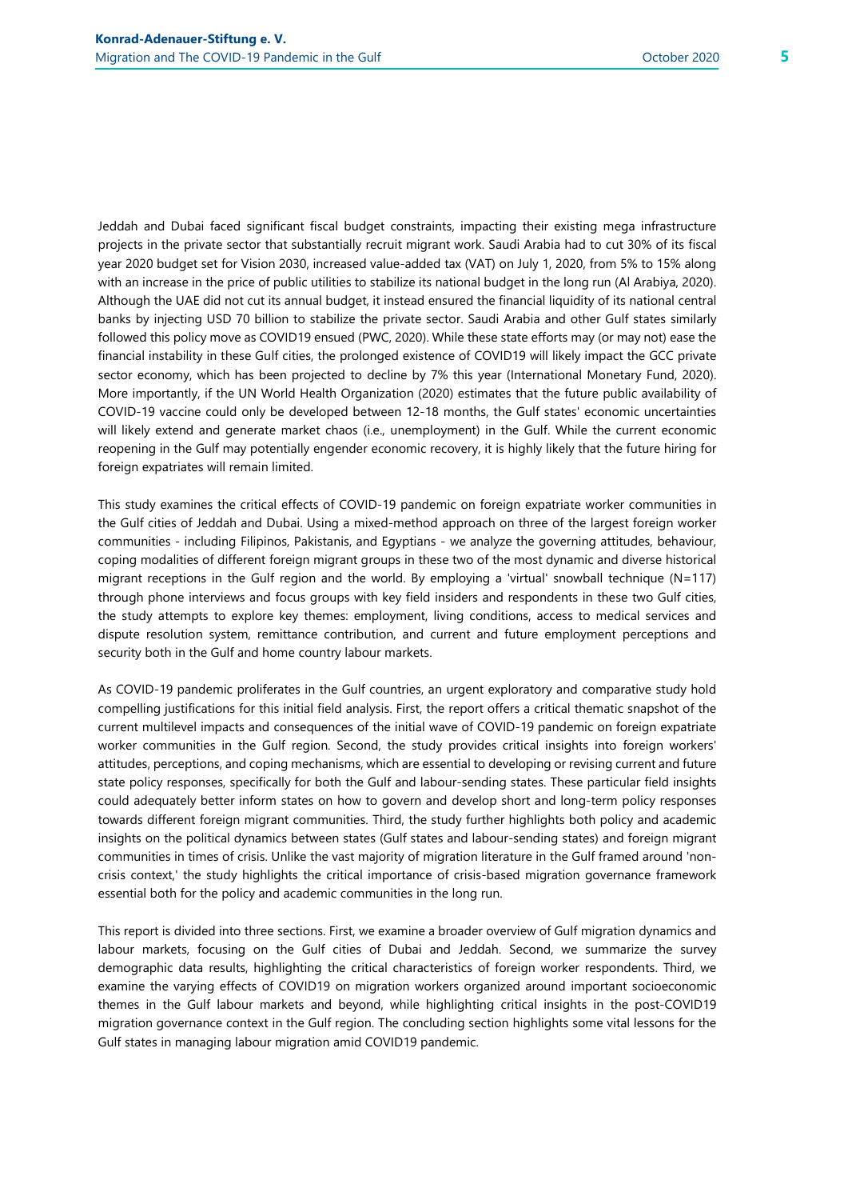Jeddah and Dubai faced significant fiscal budget constraints, impacting their existing mega infrastructure projects in the private sector that substantially recruit migrant work. Saudi Arabia had to cut 30% of its fiscal year 2020 budget set for Vision 2030, increased value-added tax (VAT) on July 1, 2020, from 5% to 15% along with an increase in the price of public utilities to stabilize its national budget in the long run (Al Arabiya, 2020). Although the UAE did not cut its annual budget, it instead ensured the financial liquidity of its national central banks by injecting USD 70 billion to stabilize the private sector. Saudi Arabia and other Gulf states similarly followed this policy move as COVID19 ensued (PWC, 2020). While these state efforts may (or may not) ease the financial instability in these Gulf cities, the prolonged existence of COVID19 will likely impact the GCC private sector economy, which has been projected to decline by 7% this year (International Monetary Fund, 2020). More importantly, if the UN World Health Organization (2020) estimates that the future public availability of COVID-19 vaccine could only be developed between 12-18 months, the Gulf states' economic uncertainties will likely extend and generate market chaos (i.e., unemployment) in the Gulf. While the current economic reopening in the Gulf may potentially engender economic recovery, it is highly likely that the future hiring for foreign expatriates will remain limited.

This study examines the critical effects of COVID-19 pandemic on foreign expatriate worker communities in the Gulf cities of Jeddah and Dubai. Using a mixed-method approach on three of the largest foreign worker communities - including Filipinos, Pakistanis, and Egyptians - we analyze the governing attitudes, behaviour, coping modalities of different foreign migrant groups in these two of the most dynamic and diverse historical migrant receptions in the Gulf region and the world. By employing a 'virtual' snowball technique (N=117) through phone interviews and focus groups with key field insiders and respondents in these two Gulf cities, the study attempts to explore key themes: employment, living conditions, access to medical services and dispute resolution system, remittance contribution, and current and future employment perceptions and security both in the Gulf and home country labour markets.

As COVID-19 pandemic proliferates in the Gulf countries, an urgent exploratory and comparative study hold compelling justifications for this initial field analysis. First, the report offers a critical thematic snapshot of the current multilevel impacts and consequences of the initial wave of COVID-19 pandemic on foreign expatriate worker communities in the Gulf region. Second, the study provides critical insights into foreign workers' attitudes, perceptions, and coping mechanisms, which are essential to developing or revising current and future state policy responses, specifically for both the Gulf and labour-sending states. These particular field insights could adequately better inform states on how to govern and develop short and long-term policy responses towards different foreign migrant communities. Third, the study further highlights both policy and academic insights on the political dynamics between states (Gulf states and labour-sending states) and foreign migrant communities in times of crisis. Unlike the vast majority of migration literature in the Gulf framed around 'non-crisis context,' the study highlights the critical importance of crisis-based migration governance framework essential both for the policy and academic communities in the long run.

This report is divided into three sections. First, we examine a broader overview of Gulf migration dynamics and labour markets, focusing on the Gulf cities of Dubai and Jeddah. Second, we summarize the survey demographic data results, highlighting the critical characteristics of foreign worker respondents. Third, we examine the varying effects of COVID19 on migration workers organized around important socioeconomic themes in the Gulf labour markets and beyond, while highlighting critical insights in the post-COVID19 migration governance context in the Gulf region. The concluding section highlights some vital lessons for the Gulf states in managing labour migration amid COVID19 pandemic.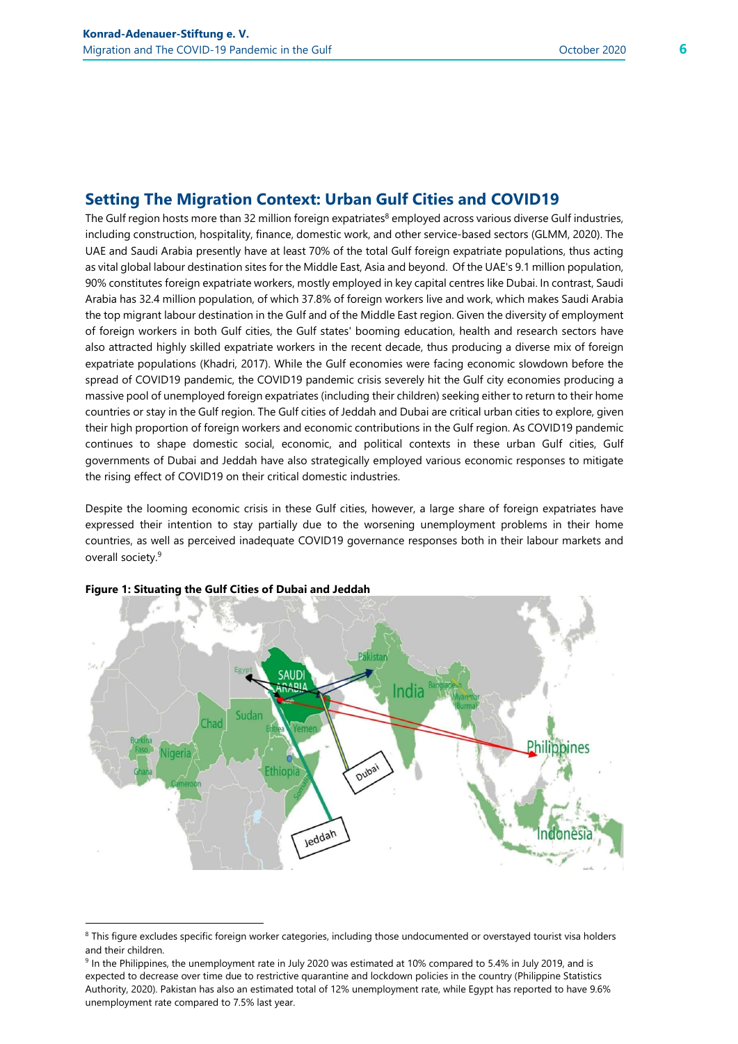## Setting The Migration Context: Urban Gulf Cities and COVID19

The Gulf region hosts more than 32 million foreign expatriates[8] employed across various diverse Gulf industries, including construction, hospitality, finance, domestic work, and other service-based sectors (GLMM, 2020). The UAE and Saudi Arabia presently have at least 70% of the total Gulf foreign expatriate populations, thus acting as vital global labour destination sites for the Middle East, Asia and beyond. Of the UAE's 9.1 million population, 90% constitutes foreign expatriate workers, mostly employed in key capital centres like Dubai. In contrast, Saudi Arabia has 32.4 million population, of which 37.8% of foreign workers live and work, which makes Saudi Arabia the top migrant labour destination in the Gulf and of the Middle East region. Given the diversity of employment of foreign workers in both Gulf cities, the Gulf states' booming education, health and research sectors have also attracted highly skilled expatriate workers in the recent decade, thus producing a diverse mix of foreign expatriate populations (Khadri, 2017). While the Gulf economies were facing economic slowdown before the spread of COVID19 pandemic, the COVID19 pandemic crisis severely hit the Gulf city economies producing a massive pool of unemployed foreign expatriates (including their children) seeking either to return to their home countries or stay in the Gulf region. The Gulf cities of Jeddah and Dubai are critical urban cities to explore, given their high proportion of foreign workers and economic contributions in the Gulf region. As COVID19 pandemic continues to shape domestic social, economic, and political contexts in these urban Gulf cities, Gulf governments of Dubai and Jeddah have also strategically employed various economic responses to mitigate the rising effect of COVID19 on their critical domestic industries.

Despite the looming economic crisis in these Gulf cities, however, a large share of foreign expatriates have expressed their intention to stay partially due to the worsening unemployment problems in their home countries, as well as perceived inadequate COVID19 governance responses both in their labour markets and overall society.[9]

**Figure 1: Situating the Gulf Cities of Dubai and Jeddah**

Egypt
SAUDI ARABIA
Pakistan
India
Bangladesh
Myanmar (Burma)
Chad
Sudan
Eritrea
Yemen
Burkina Faso
Nigeria
Ghana
Cameroon
Ethiopia
Somalia
Philippines
Indonesia
Dubai
Jeddah

---

[8] This figure excludes specific foreign worker categories, including those undocumented or overstayed tourist visa holders and their children.

[9] In the Philippines, the unemployment rate in July 2020 was estimated at 10% compared to 5.4% in July 2019, and is expected to decrease over time due to restrictive quarantine and lockdown policies in the country (Philippine Statistics Authority, 2020). Pakistan has also an estimated total of 12% unemployment rate, while Egypt has reported to have 9.6% unemployment rate compared to 7.5% last year.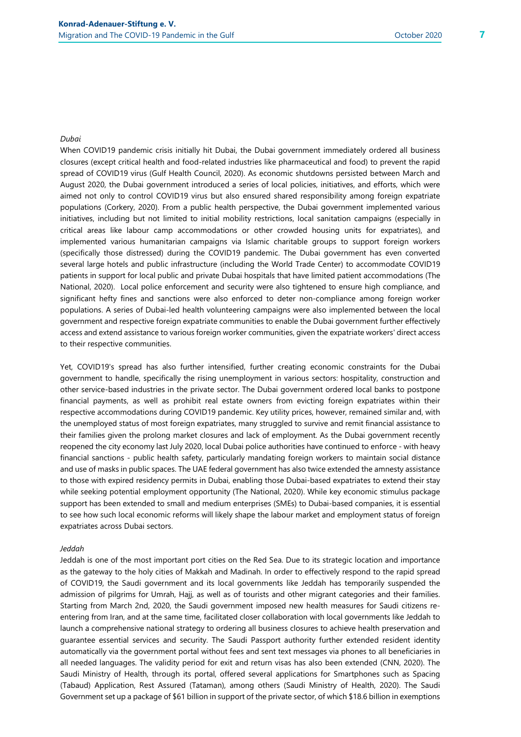*Dubai*

When COVID19 pandemic crisis initially hit Dubai, the Dubai government immediately ordered all business closures (except critical health and food-related industries like pharmaceutical and food) to prevent the rapid spread of COVID19 virus (Gulf Health Council, 2020). As economic shutdowns persisted between March and August 2020, the Dubai government introduced a series of local policies, initiatives, and efforts, which were aimed not only to control COVID19 virus but also ensured shared responsibility among foreign expatriate populations (Corkery, 2020). From a public health perspective, the Dubai government implemented various initiatives, including but not limited to initial mobility restrictions, local sanitation campaigns (especially in critical areas like labour camp accommodations or other crowded housing units for expatriates), and implemented various humanitarian campaigns via Islamic charitable groups to support foreign workers (specifically those distressed) during the COVID19 pandemic. The Dubai government has even converted several large hotels and public infrastructure (including the World Trade Center) to accommodate COVID19 patients in support for local public and private Dubai hospitals that have limited patient accommodations (The National, 2020). Local police enforcement and security were also tightened to ensure high compliance, and significant hefty fines and sanctions were also enforced to deter non-compliance among foreign worker populations. A series of Dubai-led health volunteering campaigns were also implemented between the local government and respective foreign expatriate communities to enable the Dubai government further effectively access and extend assistance to various foreign worker communities, given the expatriate workers' direct access to their respective communities.

Yet, COVID19's spread has also further intensified, further creating economic constraints for the Dubai government to handle, specifically the rising unemployment in various sectors: hospitality, construction and other service-based industries in the private sector. The Dubai government ordered local banks to postpone financial payments, as well as prohibit real estate owners from evicting foreign expatriates within their respective accommodations during COVID19 pandemic. Key utility prices, however, remained similar and, with the unemployed status of most foreign expatriates, many struggled to survive and remit financial assistance to their families given the prolong market closures and lack of employment. As the Dubai government recently reopened the city economy last July 2020, local Dubai police authorities have continued to enforce - with heavy financial sanctions - public health safety, particularly mandating foreign workers to maintain social distance and use of masks in public spaces. The UAE federal government has also twice extended the amnesty assistance to those with expired residency permits in Dubai, enabling those Dubai-based expatriates to extend their stay while seeking potential employment opportunity (The National, 2020). While key economic stimulus package support has been extended to small and medium enterprises (SMEs) to Dubai-based companies, it is essential to see how such local economic reforms will likely shape the labour market and employment status of foreign expatriates across Dubai sectors.

*Jeddah*

Jeddah is one of the most important port cities on the Red Sea. Due to its strategic location and importance as the gateway to the holy cities of Makkah and Madinah. In order to effectively respond to the rapid spread of COVID19, the Saudi government and its local governments like Jeddah has temporarily suspended the admission of pilgrims for Umrah, Hajj, as well as of tourists and other migrant categories and their families. Starting from March 2nd, 2020, the Saudi government imposed new health measures for Saudi citizens re-entering from Iran, and at the same time, facilitated closer collaboration with local governments like Jeddah to launch a comprehensive national strategy to ordering all business closures to achieve health preservation and guarantee essential services and security. The Saudi Passport authority further extended resident identity automatically via the government portal without fees and sent text messages via phones to all beneficiaries in all needed languages. The validity period for exit and return visas has also been extended (CNN, 2020). The Saudi Ministry of Health, through its portal, offered several applications for Smartphones such as Spacing (Tabaud) Application, Rest Assured (Tataman), among others (Saudi Ministry of Health, 2020). The Saudi Government set up a package of $61 billion in support of the private sector, of which $18.6 billion in exemptions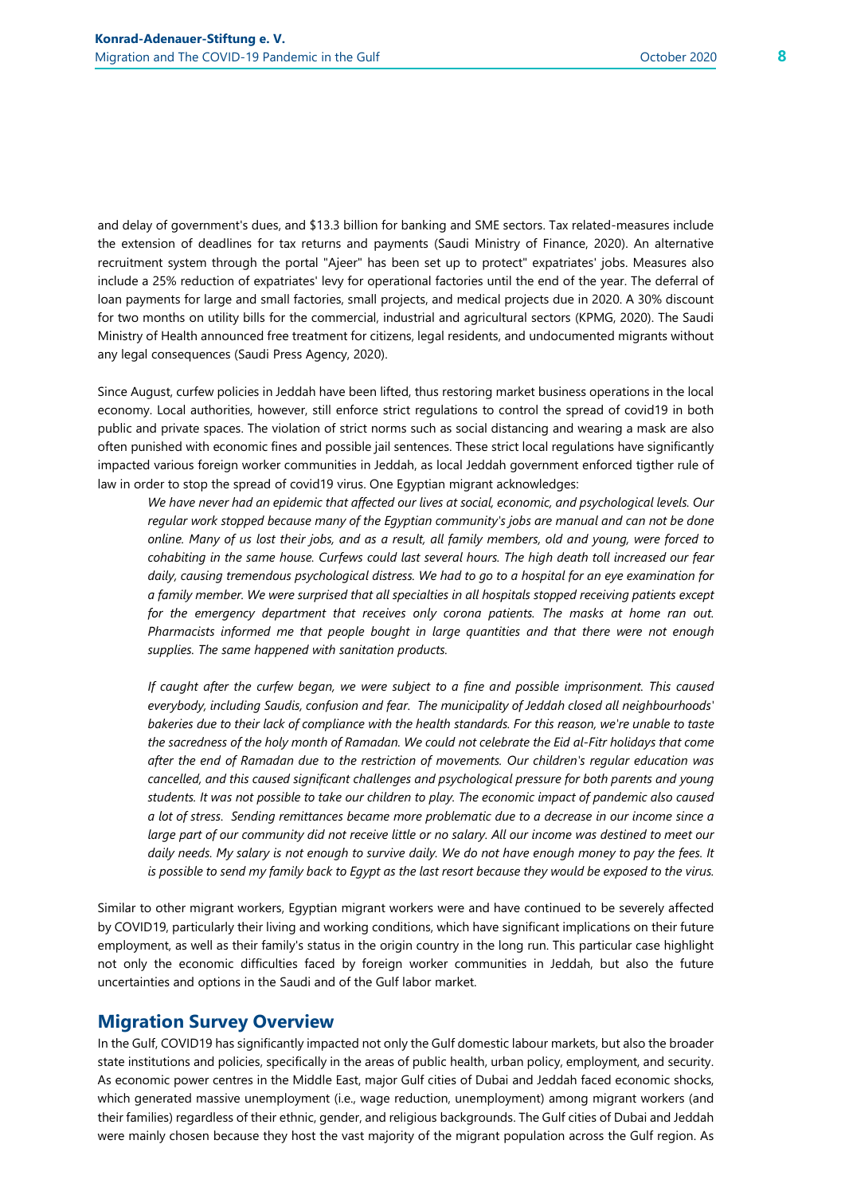and delay of government's dues, and $13.3 billion for banking and SME sectors. Tax related-measures include the extension of deadlines for tax returns and payments (Saudi Ministry of Finance, 2020). An alternative recruitment system through the portal "Ajeer" has been set up to protect" expatriates' jobs. Measures also include a 25% reduction of expatriates' levy for operational factories until the end of the year. The deferral of loan payments for large and small factories, small projects, and medical projects due in 2020. A 30% discount for two months on utility bills for the commercial, industrial and agricultural sectors (KPMG, 2020). The Saudi Ministry of Health announced free treatment for citizens, legal residents, and undocumented migrants without any legal consequences (Saudi Press Agency, 2020).

Since August, curfew policies in Jeddah have been lifted, thus restoring market business operations in the local economy. Local authorities, however, still enforce strict regulations to control the spread of covid19 in both public and private spaces. The violation of strict norms such as social distancing and wearing a mask are also often punished with economic fines and possible jail sentences. These strict local regulations have significantly impacted various foreign worker communities in Jeddah, as local Jeddah government enforced tigther rule of law in order to stop the spread of covid19 virus. One Egyptian migrant acknowledges:

> *We have never had an epidemic that affected our lives at social, economic, and psychological levels. Our regular work stopped because many of the Egyptian community's jobs are manual and can not be done online. Many of us lost their jobs, and as a result, all family members, old and young, were forced to cohabiting in the same house. Curfews could last several hours. The high death toll increased our fear daily, causing tremendous psychological distress. We had to go to a hospital for an eye examination for a family member. We were surprised that all specialties in all hospitals stopped receiving patients except for the emergency department that receives only corona patients. The masks at home ran out. Pharmacists informed me that people bought in large quantities and that there were not enough supplies. The same happened with sanitation products.*
>
> *If caught after the curfew began, we were subject to a fine and possible imprisonment. This caused everybody, including Saudis, confusion and fear. The municipality of Jeddah closed all neighbourhoods' bakeries due to their lack of compliance with the health standards. For this reason, we're unable to taste the sacredness of the holy month of Ramadan. We could not celebrate the Eid al-Fitr holidays that come after the end of Ramadan due to the restriction of movements. Our children's regular education was cancelled, and this caused significant challenges and psychological pressure for both parents and young students. It was not possible to take our children to play. The economic impact of pandemic also caused a lot of stress. Sending remittances became more problematic due to a decrease in our income since a large part of our community did not receive little or no salary. All our income was destined to meet our daily needs. My salary is not enough to survive daily. We do not have enough money to pay the fees. It is possible to send my family back to Egypt as the last resort because they would be exposed to the virus.*

Similar to other migrant workers, Egyptian migrant workers were and have continued to be severely affected by COVID19, particularly their living and working conditions, which have significant implications on their future employment, as well as their family's status in the origin country in the long run. This particular case highlight not only the economic difficulties faced by foreign worker communities in Jeddah, but also the future uncertainties and options in the Saudi and of the Gulf labor market.

## Migration Survey Overview

In the Gulf, COVID19 has significantly impacted not only the Gulf domestic labour markets, but also the broader state institutions and policies, specifically in the areas of public health, urban policy, employment, and security. As economic power centres in the Middle East, major Gulf cities of Dubai and Jeddah faced economic shocks, which generated massive unemployment (i.e., wage reduction, unemployment) among migrant workers (and their families) regardless of their ethnic, gender, and religious backgrounds. The Gulf cities of Dubai and Jeddah were mainly chosen because they host the vast majority of the migrant population across the Gulf region. As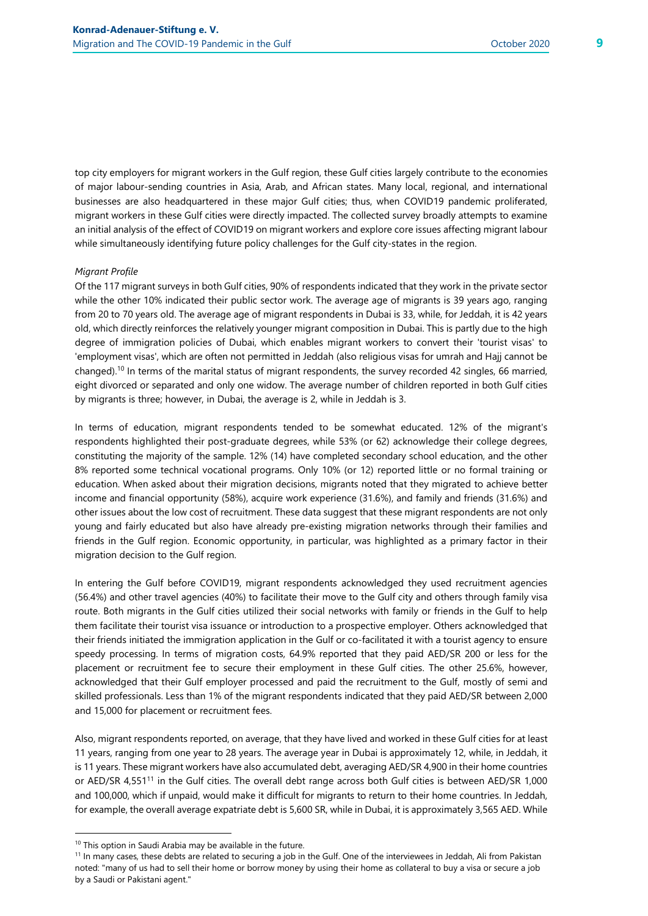top city employers for migrant workers in the Gulf region, these Gulf cities largely contribute to the economies of major labour-sending countries in Asia, Arab, and African states. Many local, regional, and international businesses are also headquartered in these major Gulf cities; thus, when COVID19 pandemic proliferated, migrant workers in these Gulf cities were directly impacted. The collected survey broadly attempts to examine an initial analysis of the effect of COVID19 on migrant workers and explore core issues affecting migrant labour while simultaneously identifying future policy challenges for the Gulf city-states in the region.

*Migrant Profile*

Of the 117 migrant surveys in both Gulf cities, 90% of respondents indicated that they work in the private sector while the other 10% indicated their public sector work. The average age of migrants is 39 years ago, ranging from 20 to 70 years old. The average age of migrant respondents in Dubai is 33, while, for Jeddah, it is 42 years old, which directly reinforces the relatively younger migrant composition in Dubai. This is partly due to the high degree of immigration policies of Dubai, which enables migrant workers to convert their 'tourist visas' to 'employment visas', which are often not permitted in Jeddah (also religious visas for umrah and Hajj cannot be changed).[10] In terms of the marital status of migrant respondents, the survey recorded 42 singles, 66 married, eight divorced or separated and only one widow. The average number of children reported in both Gulf cities by migrants is three; however, in Dubai, the average is 2, while in Jeddah is 3.

In terms of education, migrant respondents tended to be somewhat educated. 12% of the migrant's respondents highlighted their post-graduate degrees, while 53% (or 62) acknowledge their college degrees, constituting the majority of the sample. 12% (14) have completed secondary school education, and the other 8% reported some technical vocational programs. Only 10% (or 12) reported little or no formal training or education. When asked about their migration decisions, migrants noted that they migrated to achieve better income and financial opportunity (58%), acquire work experience (31.6%), and family and friends (31.6%) and other issues about the low cost of recruitment. These data suggest that these migrant respondents are not only young and fairly educated but also have already pre-existing migration networks through their families and friends in the Gulf region. Economic opportunity, in particular, was highlighted as a primary factor in their migration decision to the Gulf region.

In entering the Gulf before COVID19, migrant respondents acknowledged they used recruitment agencies (56.4%) and other travel agencies (40%) to facilitate their move to the Gulf city and others through family visa route. Both migrants in the Gulf cities utilized their social networks with family or friends in the Gulf to help them facilitate their tourist visa issuance or introduction to a prospective employer. Others acknowledged that their friends initiated the immigration application in the Gulf or co-facilitated it with a tourist agency to ensure speedy processing. In terms of migration costs, 64.9% reported that they paid AED/SR 200 or less for the placement or recruitment fee to secure their employment in these Gulf cities. The other 25.6%, however, acknowledged that their Gulf employer processed and paid the recruitment to the Gulf, mostly of semi and skilled professionals. Less than 1% of the migrant respondents indicated that they paid AED/SR between 2,000 and 15,000 for placement or recruitment fees.

Also, migrant respondents reported, on average, that they have lived and worked in these Gulf cities for at least 11 years, ranging from one year to 28 years. The average year in Dubai is approximately 12, while, in Jeddah, it is 11 years. These migrant workers have also accumulated debt, averaging AED/SR 4,900 in their home countries or AED/SR 4,551[11] in the Gulf cities. The overall debt range across both Gulf cities is between AED/SR 1,000 and 100,000, which if unpaid, would make it difficult for migrants to return to their home countries. In Jeddah, for example, the overall average expatriate debt is 5,600 SR, while in Dubai, it is approximately 3,565 AED. While

[10] This option in Saudi Arabia may be available in the future.

[11] In many cases, these debts are related to securing a job in the Gulf. One of the interviewees in Jeddah, Ali from Pakistan noted: "many of us had to sell their home or borrow money by using their home as collateral to buy a visa or secure a job by a Saudi or Pakistani agent."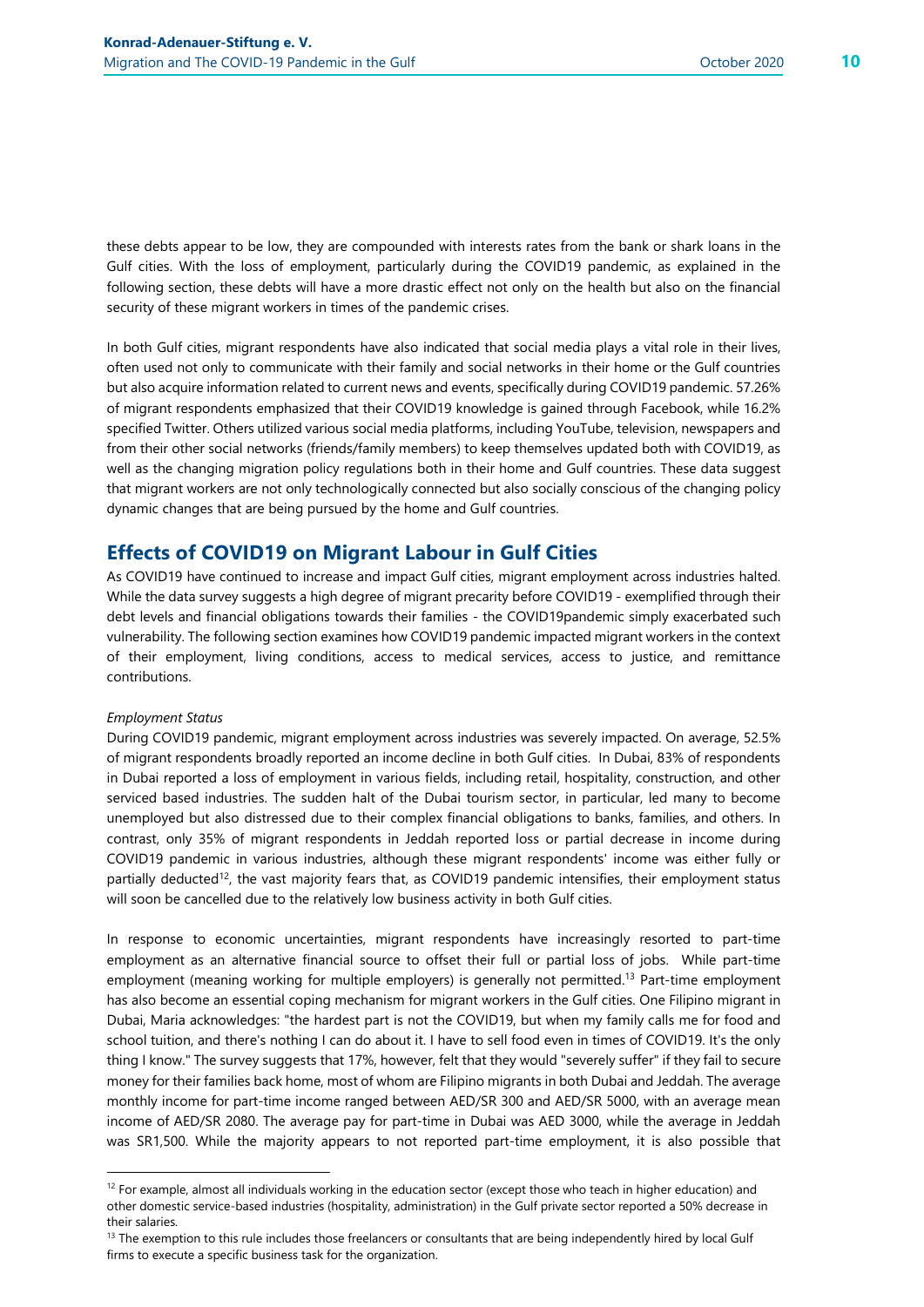these debts appear to be low, they are compounded with interests rates from the bank or shark loans in the Gulf cities. With the loss of employment, particularly during the COVID19 pandemic, as explained in the following section, these debts will have a more drastic effect not only on the health but also on the financial security of these migrant workers in times of the pandemic crises.

In both Gulf cities, migrant respondents have also indicated that social media plays a vital role in their lives, often used not only to communicate with their family and social networks in their home or the Gulf countries but also acquire information related to current news and events, specifically during COVID19 pandemic. 57.26% of migrant respondents emphasized that their COVID19 knowledge is gained through Facebook, while 16.2% specified Twitter. Others utilized various social media platforms, including YouTube, television, newspapers and from their other social networks (friends/family members) to keep themselves updated both with COVID19, as well as the changing migration policy regulations both in their home and Gulf countries. These data suggest that migrant workers are not only technologically connected but also socially conscious of the changing policy dynamic changes that are being pursued by the home and Gulf countries.

## Effects of COVID19 on Migrant Labour in Gulf Cities

As COVID19 have continued to increase and impact Gulf cities, migrant employment across industries halted. While the data survey suggests a high degree of migrant precarity before COVID19 - exemplified through their debt levels and financial obligations towards their families - the COVID19pandemic simply exacerbated such vulnerability. The following section examines how COVID19 pandemic impacted migrant workers in the context of their employment, living conditions, access to medical services, access to justice, and remittance contributions.

*Employment Status*

During COVID19 pandemic, migrant employment across industries was severely impacted. On average, 52.5% of migrant respondents broadly reported an income decline in both Gulf cities. In Dubai, 83% of respondents in Dubai reported a loss of employment in various fields, including retail, hospitality, construction, and other serviced based industries. The sudden halt of the Dubai tourism sector, in particular, led many to become unemployed but also distressed due to their complex financial obligations to banks, families, and others. In contrast, only 35% of migrant respondents in Jeddah reported loss or partial decrease in income during COVID19 pandemic in various industries, although these migrant respondents' income was either fully or partially deducted[12], the vast majority fears that, as COVID19 pandemic intensifies, their employment status will soon be cancelled due to the relatively low business activity in both Gulf cities.

In response to economic uncertainties, migrant respondents have increasingly resorted to part-time employment as an alternative financial source to offset their full or partial loss of jobs. While part-time employment (meaning working for multiple employers) is generally not permitted.[13] Part-time employment has also become an essential coping mechanism for migrant workers in the Gulf cities. One Filipino migrant in Dubai, Maria acknowledges: "the hardest part is not the COVID19, but when my family calls me for food and school tuition, and there's nothing I can do about it. I have to sell food even in times of COVID19. It's the only thing I know." The survey suggests that 17%, however, felt that they would "severely suffer" if they fail to secure money for their families back home, most of whom are Filipino migrants in both Dubai and Jeddah. The average monthly income for part-time income ranged between AED/SR 300 and AED/SR 5000, with an average mean income of AED/SR 2080. The average pay for part-time in Dubai was AED 3000, while the average in Jeddah was SR1,500. While the majority appears to not reported part-time employment, it is also possible that

[12] For example, almost all individuals working in the education sector (except those who teach in higher education) and other domestic service-based industries (hospitality, administration) in the Gulf private sector reported a 50% decrease in their salaries.

[13] The exemption to this rule includes those freelancers or consultants that are being independently hired by local Gulf firms to execute a specific business task for the organization.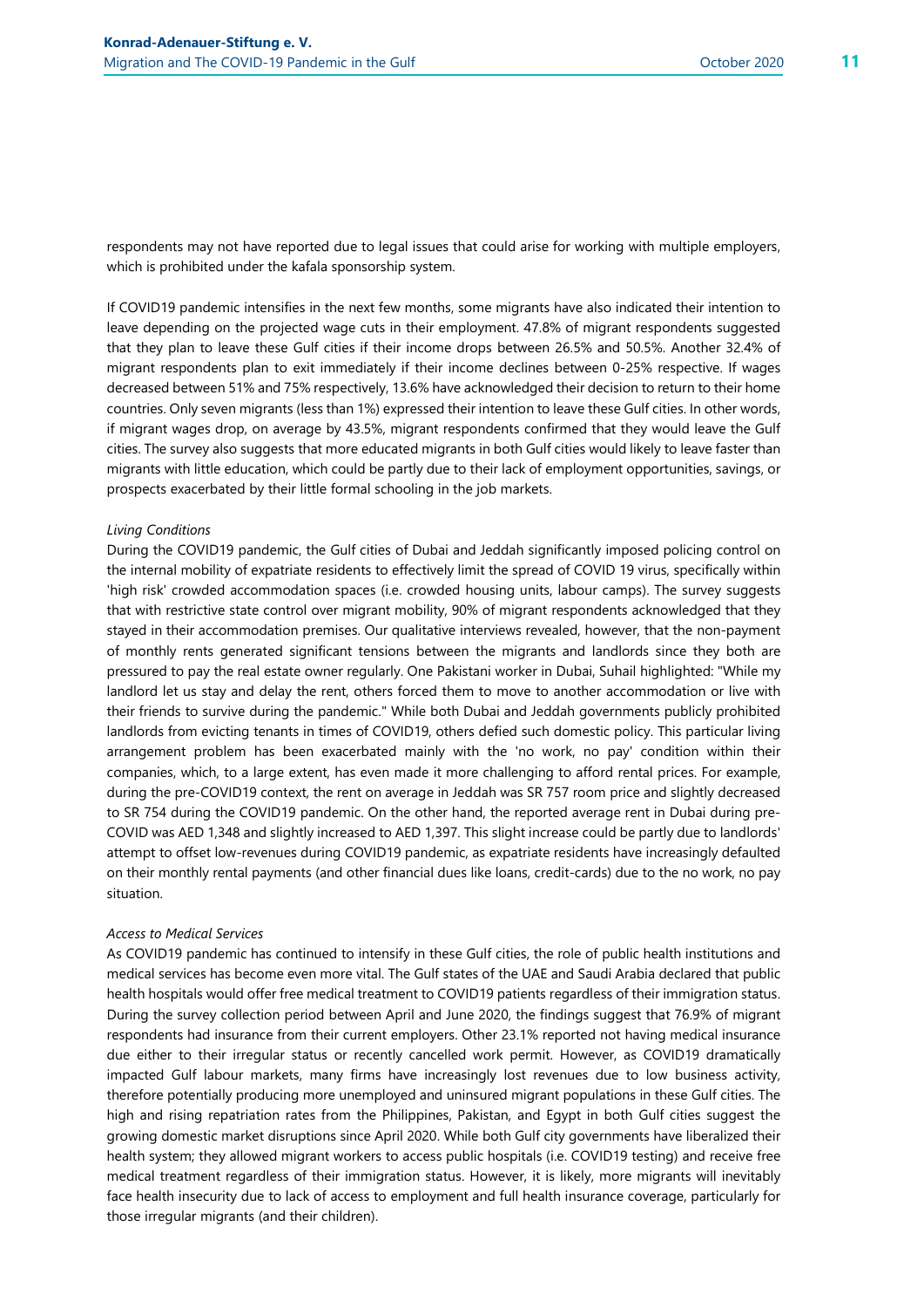respondents may not have reported due to legal issues that could arise for working with multiple employers, which is prohibited under the kafala sponsorship system.

If COVID19 pandemic intensifies in the next few months, some migrants have also indicated their intention to leave depending on the projected wage cuts in their employment. 47.8% of migrant respondents suggested that they plan to leave these Gulf cities if their income drops between 26.5% and 50.5%. Another 32.4% of migrant respondents plan to exit immediately if their income declines between 0-25% respective. If wages decreased between 51% and 75% respectively, 13.6% have acknowledged their decision to return to their home countries. Only seven migrants (less than 1%) expressed their intention to leave these Gulf cities. In other words, if migrant wages drop, on average by 43.5%, migrant respondents confirmed that they would leave the Gulf cities. The survey also suggests that more educated migrants in both Gulf cities would likely to leave faster than migrants with little education, which could be partly due to their lack of employment opportunities, savings, or prospects exacerbated by their little formal schooling in the job markets.

*Living Conditions*

During the COVID19 pandemic, the Gulf cities of Dubai and Jeddah significantly imposed policing control on the internal mobility of expatriate residents to effectively limit the spread of COVID 19 virus, specifically within 'high risk' crowded accommodation spaces (i.e. crowded housing units, labour camps). The survey suggests that with restrictive state control over migrant mobility, 90% of migrant respondents acknowledged that they stayed in their accommodation premises. Our qualitative interviews revealed, however, that the non-payment of monthly rents generated significant tensions between the migrants and landlords since they both are pressured to pay the real estate owner regularly. One Pakistani worker in Dubai, Suhail highlighted: "While my landlord let us stay and delay the rent, others forced them to move to another accommodation or live with their friends to survive during the pandemic." While both Dubai and Jeddah governments publicly prohibited landlords from evicting tenants in times of COVID19, others defied such domestic policy. This particular living arrangement problem has been exacerbated mainly with the 'no work, no pay' condition within their companies, which, to a large extent, has even made it more challenging to afford rental prices. For example, during the pre-COVID19 context, the rent on average in Jeddah was SR 757 room price and slightly decreased to SR 754 during the COVID19 pandemic. On the other hand, the reported average rent in Dubai during pre-COVID was AED 1,348 and slightly increased to AED 1,397. This slight increase could be partly due to landlords' attempt to offset low-revenues during COVID19 pandemic, as expatriate residents have increasingly defaulted on their monthly rental payments (and other financial dues like loans, credit-cards) due to the no work, no pay situation.

*Access to Medical Services*

As COVID19 pandemic has continued to intensify in these Gulf cities, the role of public health institutions and medical services has become even more vital. The Gulf states of the UAE and Saudi Arabia declared that public health hospitals would offer free medical treatment to COVID19 patients regardless of their immigration status. During the survey collection period between April and June 2020, the findings suggest that 76.9% of migrant respondents had insurance from their current employers. Other 23.1% reported not having medical insurance due either to their irregular status or recently cancelled work permit. However, as COVID19 dramatically impacted Gulf labour markets, many firms have increasingly lost revenues due to low business activity, therefore potentially producing more unemployed and uninsured migrant populations in these Gulf cities. The high and rising repatriation rates from the Philippines, Pakistan, and Egypt in both Gulf cities suggest the growing domestic market disruptions since April 2020. While both Gulf city governments have liberalized their health system; they allowed migrant workers to access public hospitals (i.e. COVID19 testing) and receive free medical treatment regardless of their immigration status. However, it is likely, more migrants will inevitably face health insecurity due to lack of access to employment and full health insurance coverage, particularly for those irregular migrants (and their children).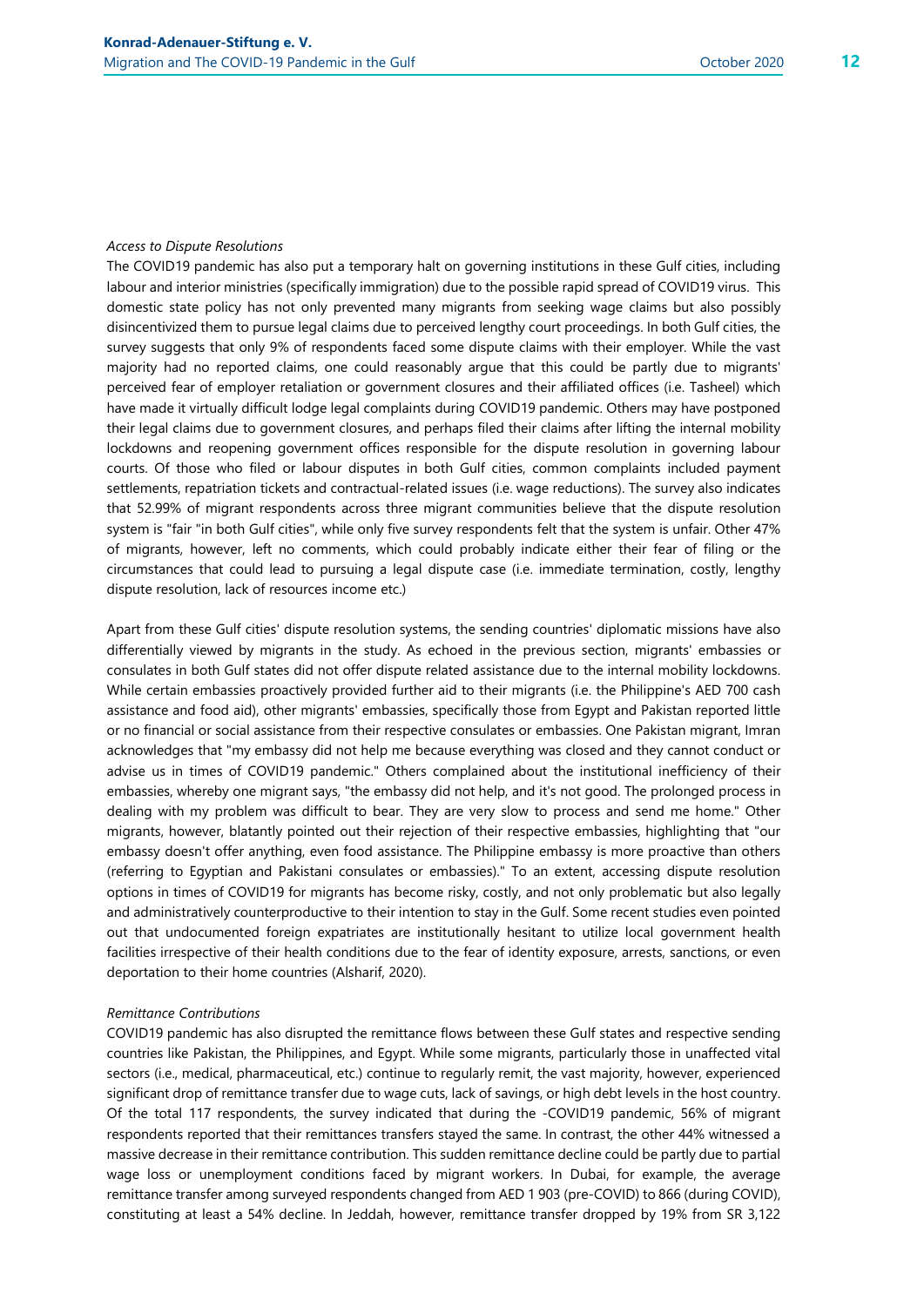*Access to Dispute Resolutions*

The COVID19 pandemic has also put a temporary halt on governing institutions in these Gulf cities, including labour and interior ministries (specifically immigration) due to the possible rapid spread of COVID19 virus. This domestic state policy has not only prevented many migrants from seeking wage claims but also possibly disincentivized them to pursue legal claims due to perceived lengthy court proceedings. In both Gulf cities, the survey suggests that only 9% of respondents faced some dispute claims with their employer. While the vast majority had no reported claims, one could reasonably argue that this could be partly due to migrants' perceived fear of employer retaliation or government closures and their affiliated offices (i.e. Tasheel) which have made it virtually difficult lodge legal complaints during COVID19 pandemic. Others may have postponed their legal claims due to government closures, and perhaps filed their claims after lifting the internal mobility lockdowns and reopening government offices responsible for the dispute resolution in governing labour courts. Of those who filed or labour disputes in both Gulf cities, common complaints included payment settlements, repatriation tickets and contractual-related issues (i.e. wage reductions). The survey also indicates that 52.99% of migrant respondents across three migrant communities believe that the dispute resolution system is "fair "in both Gulf cities", while only five survey respondents felt that the system is unfair. Other 47% of migrants, however, left no comments, which could probably indicate either their fear of filing or the circumstances that could lead to pursuing a legal dispute case (i.e. immediate termination, costly, lengthy dispute resolution, lack of resources income etc.)

Apart from these Gulf cities' dispute resolution systems, the sending countries' diplomatic missions have also differentially viewed by migrants in the study. As echoed in the previous section, migrants' embassies or consulates in both Gulf states did not offer dispute related assistance due to the internal mobility lockdowns. While certain embassies proactively provided further aid to their migrants (i.e. the Philippine's AED 700 cash assistance and food aid), other migrants' embassies, specifically those from Egypt and Pakistan reported little or no financial or social assistance from their respective consulates or embassies. One Pakistan migrant, Imran acknowledges that "my embassy did not help me because everything was closed and they cannot conduct or advise us in times of COVID19 pandemic." Others complained about the institutional inefficiency of their embassies, whereby one migrant says, "the embassy did not help, and it's not good. The prolonged process in dealing with my problem was difficult to bear. They are very slow to process and send me home." Other migrants, however, blatantly pointed out their rejection of their respective embassies, highlighting that "our embassy doesn't offer anything, even food assistance. The Philippine embassy is more proactive than others (referring to Egyptian and Pakistani consulates or embassies)." To an extent, accessing dispute resolution options in times of COVID19 for migrants has become risky, costly, and not only problematic but also legally and administratively counterproductive to their intention to stay in the Gulf. Some recent studies even pointed out that undocumented foreign expatriates are institutionally hesitant to utilize local government health facilities irrespective of their health conditions due to the fear of identity exposure, arrests, sanctions, or even deportation to their home countries (Alsharif, 2020).

*Remittance Contributions*

COVID19 pandemic has also disrupted the remittance flows between these Gulf states and respective sending countries like Pakistan, the Philippines, and Egypt. While some migrants, particularly those in unaffected vital sectors (i.e., medical, pharmaceutical, etc.) continue to regularly remit, the vast majority, however, experienced significant drop of remittance transfer due to wage cuts, lack of savings, or high debt levels in the host country. Of the total 117 respondents, the survey indicated that during the -COVID19 pandemic, 56% of migrant respondents reported that their remittances transfers stayed the same. In contrast, the other 44% witnessed a massive decrease in their remittance contribution. This sudden remittance decline could be partly due to partial wage loss or unemployment conditions faced by migrant workers. In Dubai, for example, the average remittance transfer among surveyed respondents changed from AED 1 903 (pre-COVID) to 866 (during COVID), constituting at least a 54% decline. In Jeddah, however, remittance transfer dropped by 19% from SR 3,122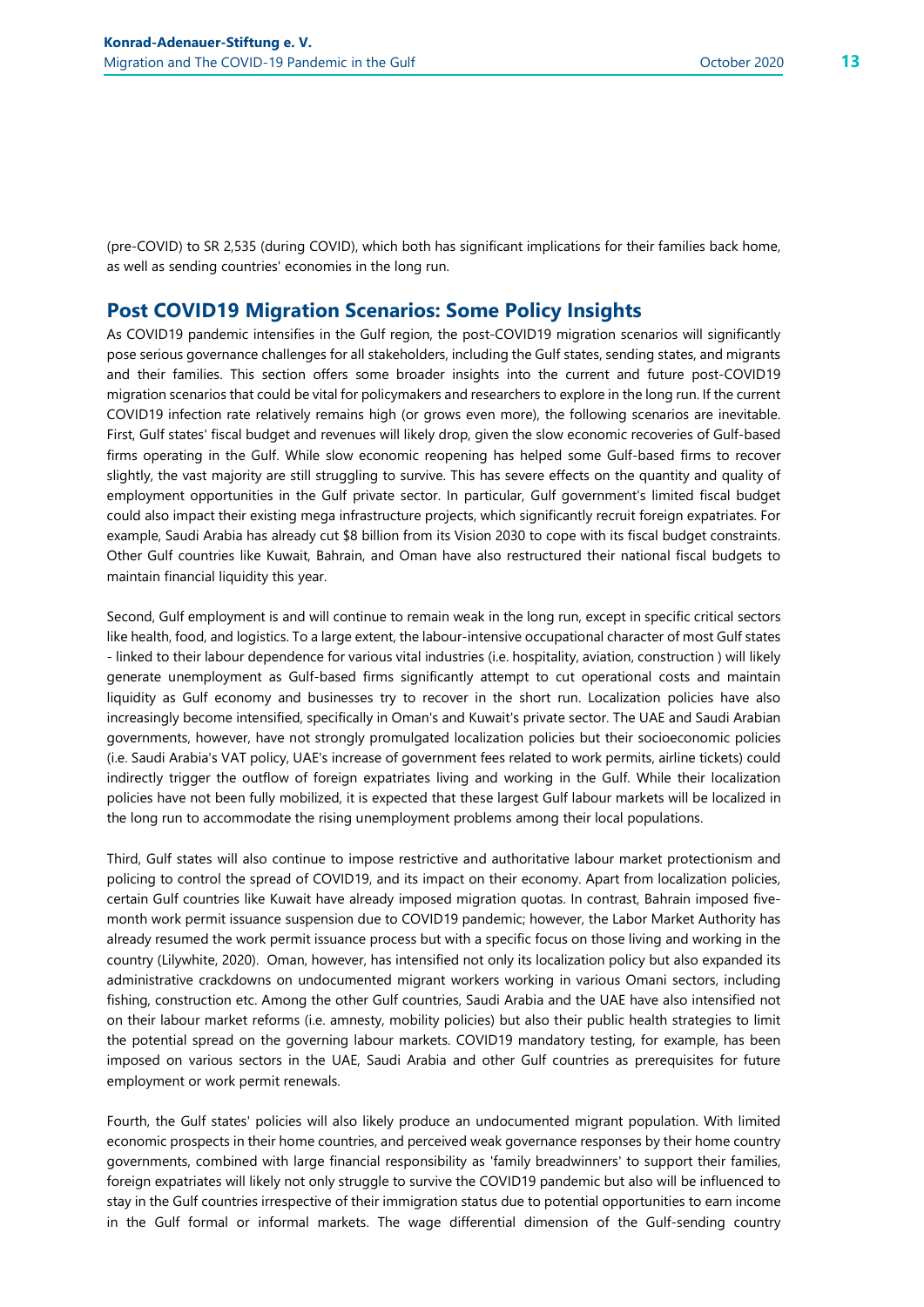(pre-COVID) to SR 2,535 (during COVID), which both has significant implications for their families back home, as well as sending countries' economies in the long run.

## Post COVID19 Migration Scenarios: Some Policy Insights

As COVID19 pandemic intensifies in the Gulf region, the post-COVID19 migration scenarios will significantly pose serious governance challenges for all stakeholders, including the Gulf states, sending states, and migrants and their families. This section offers some broader insights into the current and future post-COVID19 migration scenarios that could be vital for policymakers and researchers to explore in the long run. If the current COVID19 infection rate relatively remains high (or grows even more), the following scenarios are inevitable. First, Gulf states' fiscal budget and revenues will likely drop, given the slow economic recoveries of Gulf-based firms operating in the Gulf. While slow economic reopening has helped some Gulf-based firms to recover slightly, the vast majority are still struggling to survive. This has severe effects on the quantity and quality of employment opportunities in the Gulf private sector. In particular, Gulf government's limited fiscal budget could also impact their existing mega infrastructure projects, which significantly recruit foreign expatriates. For example, Saudi Arabia has already cut $8 billion from its Vision 2030 to cope with its fiscal budget constraints. Other Gulf countries like Kuwait, Bahrain, and Oman have also restructured their national fiscal budgets to maintain financial liquidity this year.

Second, Gulf employment is and will continue to remain weak in the long run, except in specific critical sectors like health, food, and logistics. To a large extent, the labour-intensive occupational character of most Gulf states - linked to their labour dependence for various vital industries (i.e. hospitality, aviation, construction ) will likely generate unemployment as Gulf-based firms significantly attempt to cut operational costs and maintain liquidity as Gulf economy and businesses try to recover in the short run. Localization policies have also increasingly become intensified, specifically in Oman's and Kuwait's private sector. The UAE and Saudi Arabian governments, however, have not strongly promulgated localization policies but their socioeconomic policies (i.e. Saudi Arabia's VAT policy, UAE's increase of government fees related to work permits, airline tickets) could indirectly trigger the outflow of foreign expatriates living and working in the Gulf. While their localization policies have not been fully mobilized, it is expected that these largest Gulf labour markets will be localized in the long run to accommodate the rising unemployment problems among their local populations.

Third, Gulf states will also continue to impose restrictive and authoritative labour market protectionism and policing to control the spread of COVID19, and its impact on their economy. Apart from localization policies, certain Gulf countries like Kuwait have already imposed migration quotas. In contrast, Bahrain imposed five-month work permit issuance suspension due to COVID19 pandemic; however, the Labor Market Authority has already resumed the work permit issuance process but with a specific focus on those living and working in the country (Lilywhite, 2020). Oman, however, has intensified not only its localization policy but also expanded its administrative crackdowns on undocumented migrant workers working in various Omani sectors, including fishing, construction etc. Among the other Gulf countries, Saudi Arabia and the UAE have also intensified not on their labour market reforms (i.e. amnesty, mobility policies) but also their public health strategies to limit the potential spread on the governing labour markets. COVID19 mandatory testing, for example, has been imposed on various sectors in the UAE, Saudi Arabia and other Gulf countries as prerequisites for future employment or work permit renewals.

Fourth, the Gulf states' policies will also likely produce an undocumented migrant population. With limited economic prospects in their home countries, and perceived weak governance responses by their home country governments, combined with large financial responsibility as 'family breadwinners' to support their families, foreign expatriates will likely not only struggle to survive the COVID19 pandemic but also will be influenced to stay in the Gulf countries irrespective of their immigration status due to potential opportunities to earn income in the Gulf formal or informal markets. The wage differential dimension of the Gulf-sending country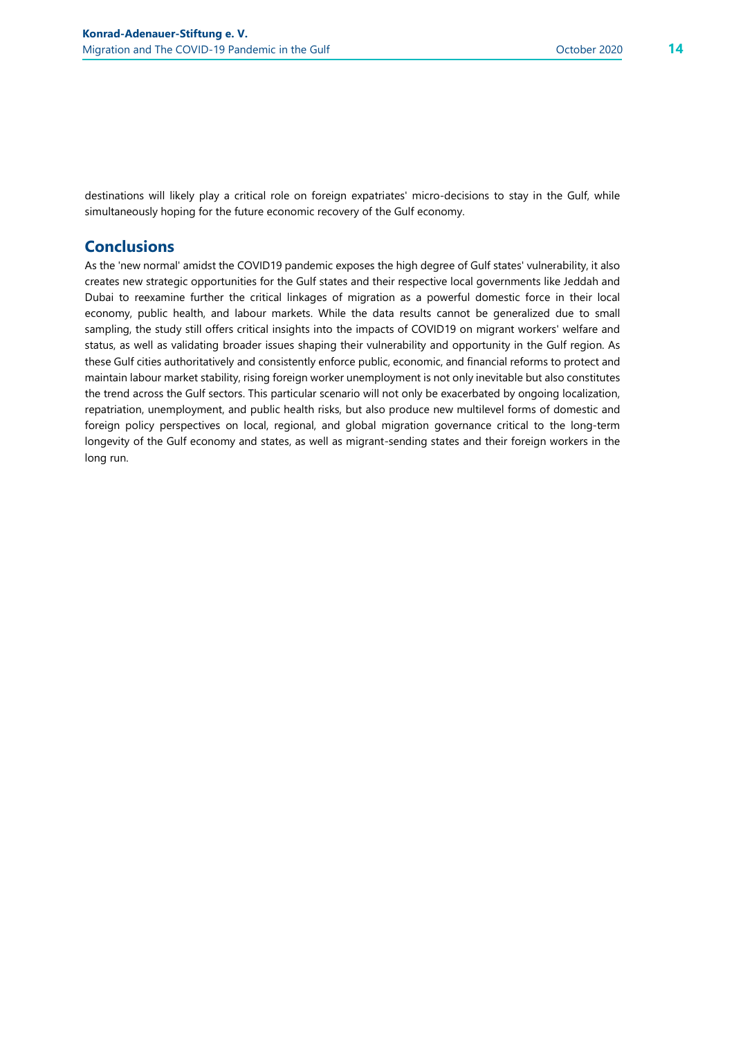destinations will likely play a critical role on foreign expatriates' micro-decisions to stay in the Gulf, while simultaneously hoping for the future economic recovery of the Gulf economy.

## Conclusions

As the 'new normal' amidst the COVID19 pandemic exposes the high degree of Gulf states' vulnerability, it also creates new strategic opportunities for the Gulf states and their respective local governments like Jeddah and Dubai to reexamine further the critical linkages of migration as a powerful domestic force in their local economy, public health, and labour markets. While the data results cannot be generalized due to small sampling, the study still offers critical insights into the impacts of COVID19 on migrant workers' welfare and status, as well as validating broader issues shaping their vulnerability and opportunity in the Gulf region. As these Gulf cities authoritatively and consistently enforce public, economic, and financial reforms to protect and maintain labour market stability, rising foreign worker unemployment is not only inevitable but also constitutes the trend across the Gulf sectors. This particular scenario will not only be exacerbated by ongoing localization, repatriation, unemployment, and public health risks, but also produce new multilevel forms of domestic and foreign policy perspectives on local, regional, and global migration governance critical to the long-term longevity of the Gulf economy and states, as well as migrant-sending states and their foreign workers in the long run.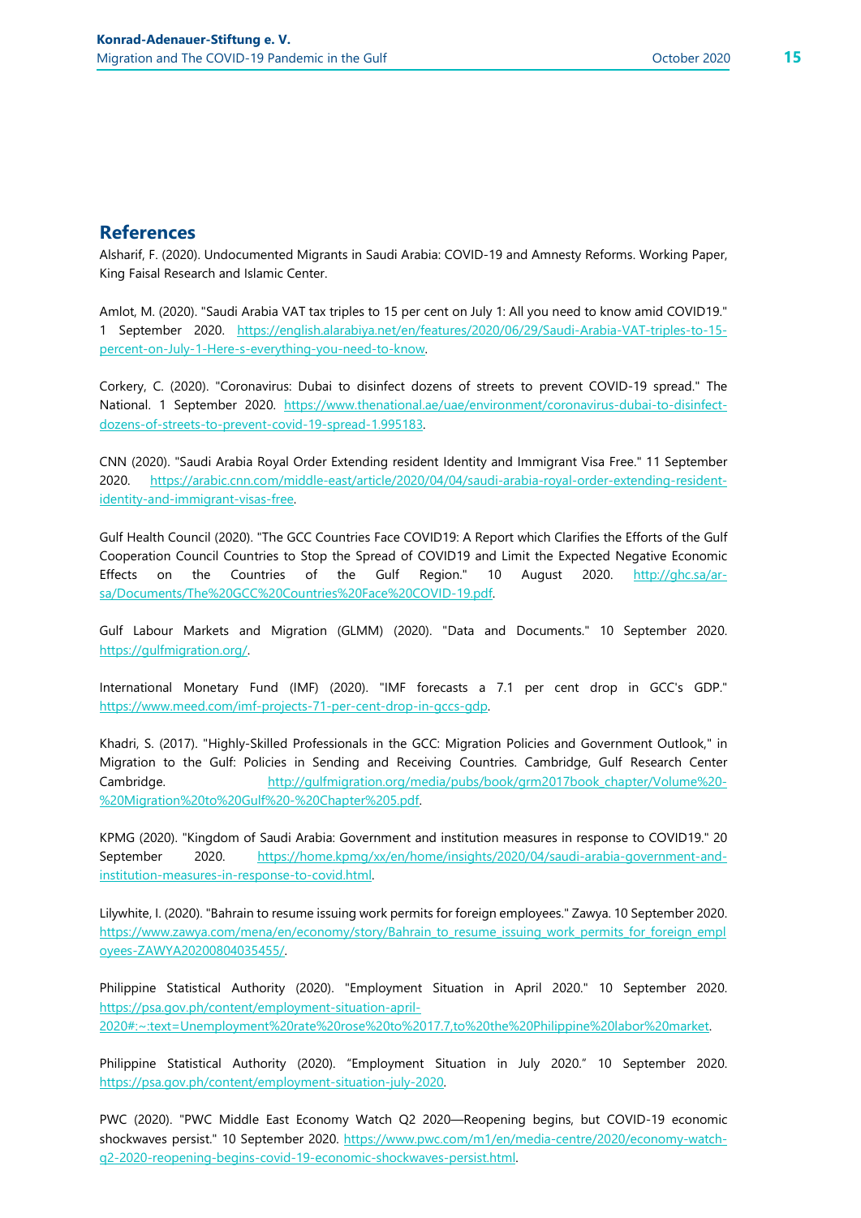## References

Alsharif, F. (2020). Undocumented Migrants in Saudi Arabia: COVID-19 and Amnesty Reforms. Working Paper, King Faisal Research and Islamic Center.

Amlot, M. (2020). "Saudi Arabia VAT tax triples to 15 per cent on July 1: All you need to know amid COVID19." 1 September 2020. https://english.alarabiya.net/en/features/2020/06/29/Saudi-Arabia-VAT-triples-to-15-percent-on-July-1-Here-s-everything-you-need-to-know.

Corkery, C. (2020). "Coronavirus: Dubai to disinfect dozens of streets to prevent COVID-19 spread." The National. 1 September 2020. https://www.thenational.ae/uae/environment/coronavirus-dubai-to-disinfect-dozens-of-streets-to-prevent-covid-19-spread-1.995183.

CNN (2020). "Saudi Arabia Royal Order Extending resident Identity and Immigrant Visa Free." 11 September 2020. https://arabic.cnn.com/middle-east/article/2020/04/04/saudi-arabia-royal-order-extending-resident-identity-and-immigrant-visas-free.

Gulf Health Council (2020). "The GCC Countries Face COVID19: A Report which Clarifies the Efforts of the Gulf Cooperation Council Countries to Stop the Spread of COVID19 and Limit the Expected Negative Economic Effects on the Countries of the Gulf Region." 10 August 2020. http://ghc.sa/ar-sa/Documents/The%20GCC%20Countries%20Face%20COVID-19.pdf.

Gulf Labour Markets and Migration (GLMM) (2020). "Data and Documents." 10 September 2020. https://gulfmigration.org/.

International Monetary Fund (IMF) (2020). "IMF forecasts a 7.1 per cent drop in GCC's GDP." https://www.meed.com/imf-projects-71-per-cent-drop-in-gccs-gdp.

Khadri, S. (2017). "Highly-Skilled Professionals in the GCC: Migration Policies and Government Outlook," in Migration to the Gulf: Policies in Sending and Receiving Countries. Cambridge, Gulf Research Center Cambridge. http://gulfmigration.org/media/pubs/book/grm2017book_chapter/Volume%20-%20Migration%20to%20Gulf%20-%20Chapter%205.pdf.

KPMG (2020). "Kingdom of Saudi Arabia: Government and institution measures in response to COVID19." 20 September 2020. https://home.kpmg/xx/en/home/insights/2020/04/saudi-arabia-government-and-institution-measures-in-response-to-covid.html.

Lilywhite, I. (2020). "Bahrain to resume issuing work permits for foreign employees." Zawya. 10 September 2020. https://www.zawya.com/mena/en/economy/story/Bahrain_to_resume_issuing_work_permits_for_foreign_employees-ZAWYA20200804035455/.

Philippine Statistical Authority (2020). "Employment Situation in April 2020." 10 September 2020. https://psa.gov.ph/content/employment-situation-april-2020#:~:text=Unemployment%20rate%20rose%20to%2017.7,to%20the%20Philippine%20labor%20market.

Philippine Statistical Authority (2020). "Employment Situation in July 2020." 10 September 2020. https://psa.gov.ph/content/employment-situation-july-2020.

PWC (2020). "PWC Middle East Economy Watch Q2 2020—Reopening begins, but COVID-19 economic shockwaves persist." 10 September 2020. https://www.pwc.com/m1/en/media-centre/2020/economy-watch-q2-2020-reopening-begins-covid-19-economic-shockwaves-persist.html.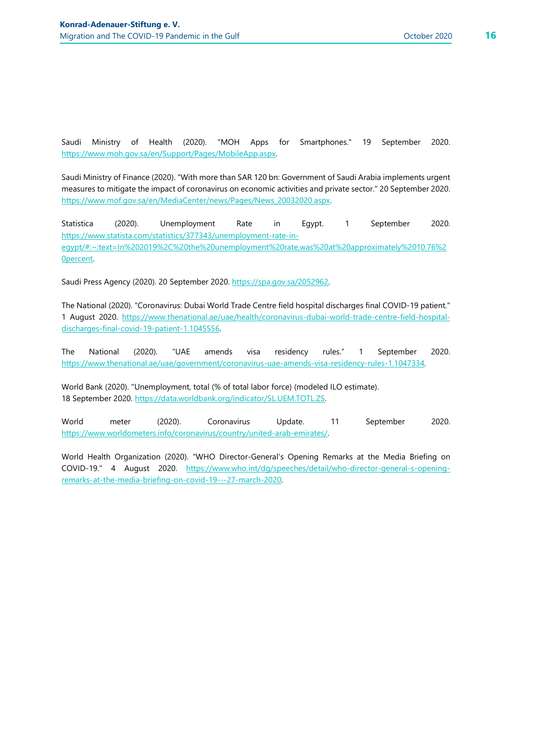Saudi Ministry of Health (2020). "MOH Apps for Smartphones." 19 September 2020. https://www.moh.gov.sa/en/Support/Pages/MobileApp.aspx.

Saudi Ministry of Finance (2020). "With more than SAR 120 bn: Government of Saudi Arabia implements urgent measures to mitigate the impact of coronavirus on economic activities and private sector." 20 September 2020. https://www.mof.gov.sa/en/MediaCenter/news/Pages/News_20032020.aspx.

Statistica (2020). Unemployment Rate in Egypt. 1 September 2020. https://www.statista.com/statistics/377343/unemployment-rate-in-egypt/#:~:text=In%202019%2C%20the%20unemployment%20rate,was%20at%20approximately%2010.76%20percent.

Saudi Press Agency (2020). 20 September 2020. https://spa.gov.sa/2052962.

The National (2020). "Coronavirus: Dubai World Trade Centre field hospital discharges final COVID-19 patient." 1 August 2020. https://www.thenational.ae/uae/health/coronavirus-dubai-world-trade-centre-field-hospital-discharges-final-covid-19-patient-1.1045556.

The National (2020). "UAE amends visa residency rules." 1 September 2020. https://www.thenational.ae/uae/government/coronavirus-uae-amends-visa-residency-rules-1.1047334.

World Bank (2020). "Unemployment, total (% of total labor force) (modeled ILO estimate). 18 September 2020. https://data.worldbank.org/indicator/SL.UEM.TOTL.ZS.

World meter (2020). Coronavirus Update. 11 September 2020. https://www.worldometers.info/coronavirus/country/united-arab-emirates/.

World Health Organization (2020). "WHO Director-General's Opening Remarks at the Media Briefing on COVID-19." 4 August 2020. https://www.who.int/dg/speeches/detail/who-director-general-s-opening-remarks-at-the-media-briefing-on-covid-19---27-march-2020.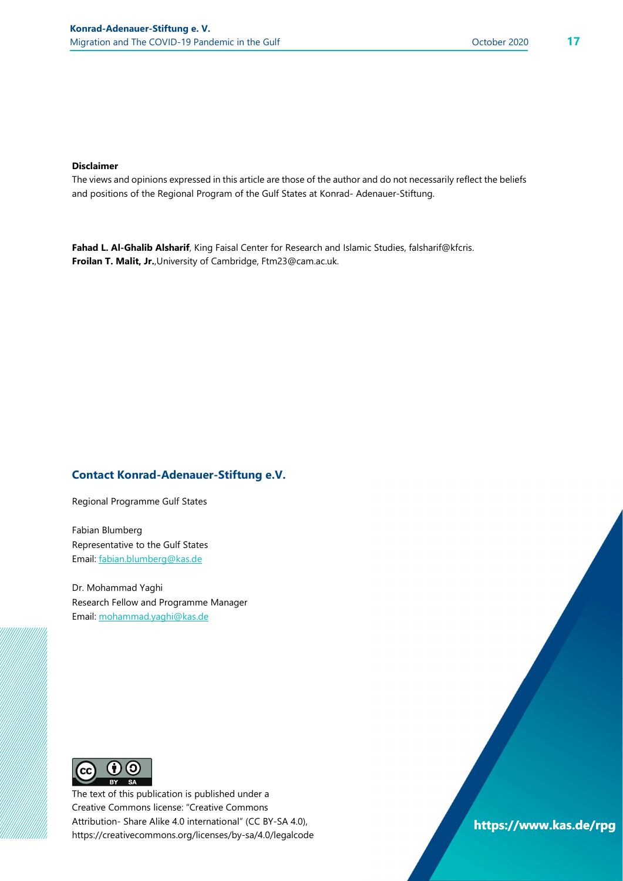**Disclaimer**

The views and opinions expressed in this article are those of the author and do not necessarily reflect the beliefs and positions of the Regional Program of the Gulf States at Konrad- Adenauer-Stiftung.

**Fahad L. Al-Ghalib Alsharif**, King Faisal Center for Research and Islamic Studies, falsharif@kfcris.
**Froilan T. Malit, Jr.**,University of Cambridge, Ftm23@cam.ac.uk.

## Contact Konrad-Adenauer-Stiftung e.V.

Regional Programme Gulf States

Fabian Blumberg
Representative to the Gulf States
Email: fabian.blumberg@kas.de

Dr. Mohammad Yaghi
Research Fellow and Programme Manager
Email: mohammad.yaghi@kas.de

The text of this publication is published under a Creative Commons license: "Creative Commons Attribution- Share Alike 4.0 international" (CC BY-SA 4.0), https://creativecommons.org/licenses/by-sa/4.0/legalcode

https://www.kas.de/rpg